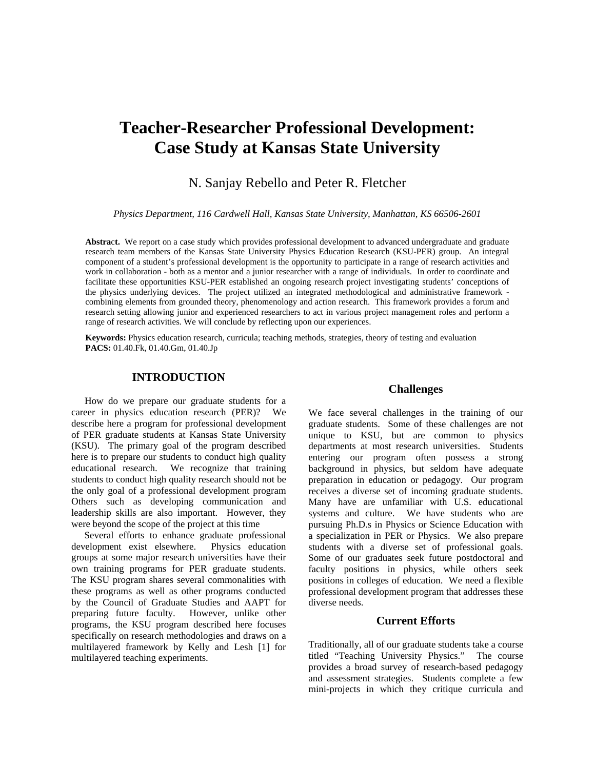# Teacher-Researcher Professional Development: Case Study at Kansas State University

N. Sanjay Rebello and Peter R. Fletcher

*Physics Department, 116 Cardwell Hall, Kansas State University, Manhattan, KS 66506-2601*

**Abstract.** We report on a case study which provides professional development to advanced undergraduate and graduate research team members of the Kansas State University Physics Education Research (KSU-PER) group. An integral component of a student's professional development is the opportunity to participate in a range of research activities and work in collaboration - both as a mentor and a junior researcher with a range of individuals. In order to coordinate and facilitate these opportunities KSU-PER established an ongoing research project investigating students' conceptions of the physics underlying devices. The project utilized an integrated methodological and administrative framework - combining elements from grounded theory, phenomenology and action research. This framework provides a forum and research setting allowing junior and experienced researchers to act in various project management roles and perform a range of research activities. We will conclude by reflecting upon our experiences.

**Keywords:** Physics education research, curricula; teaching methods, strategies, theory of testing and evaluation
**PACS:** 01.40.Fk, 01.40.Gm, 01.40.Jp

## INTRODUCTION

How do we prepare our graduate students for a career in physics education research (PER)? We describe here a program for professional development of PER graduate students at Kansas State University (KSU). The primary goal of the program described here is to prepare our students to conduct high quality educational research. We recognize that training students to conduct high quality research should not be the only goal of a professional development program Others such as developing communication and leadership skills are also important. However, they were beyond the scope of the project at this time

Several efforts to enhance graduate professional development exist elsewhere. Physics education groups at some major research universities have their own training programs for PER graduate students. The KSU program shares several commonalities with these programs as well as other programs conducted by the Council of Graduate Studies and AAPT for preparing future faculty. However, unlike other programs, the KSU program described here focuses specifically on research methodologies and draws on a multilayered framework by Kelly and Lesh [1] for multilayered teaching experiments.

### Challenges

We face several challenges in the training of our graduate students. Some of these challenges are not unique to KSU, but are common to physics departments at most research universities. Students entering our program often possess a strong background in physics, but seldom have adequate preparation in education or pedagogy. Our program receives a diverse set of incoming graduate students. Many have are unfamiliar with U.S. educational systems and culture. We have students who are pursuing Ph.D.s in Physics or Science Education with a specialization in PER or Physics. We also prepare students with a diverse set of professional goals. Some of our graduates seek future postdoctoral and faculty positions in physics, while others seek positions in colleges of education. We need a flexible professional development program that addresses these diverse needs.

### Current Efforts

Traditionally, all of our graduate students take a course titled "Teaching University Physics." The course provides a broad survey of research-based pedagogy and assessment strategies. Students complete a few mini-projects in which they critique curricula and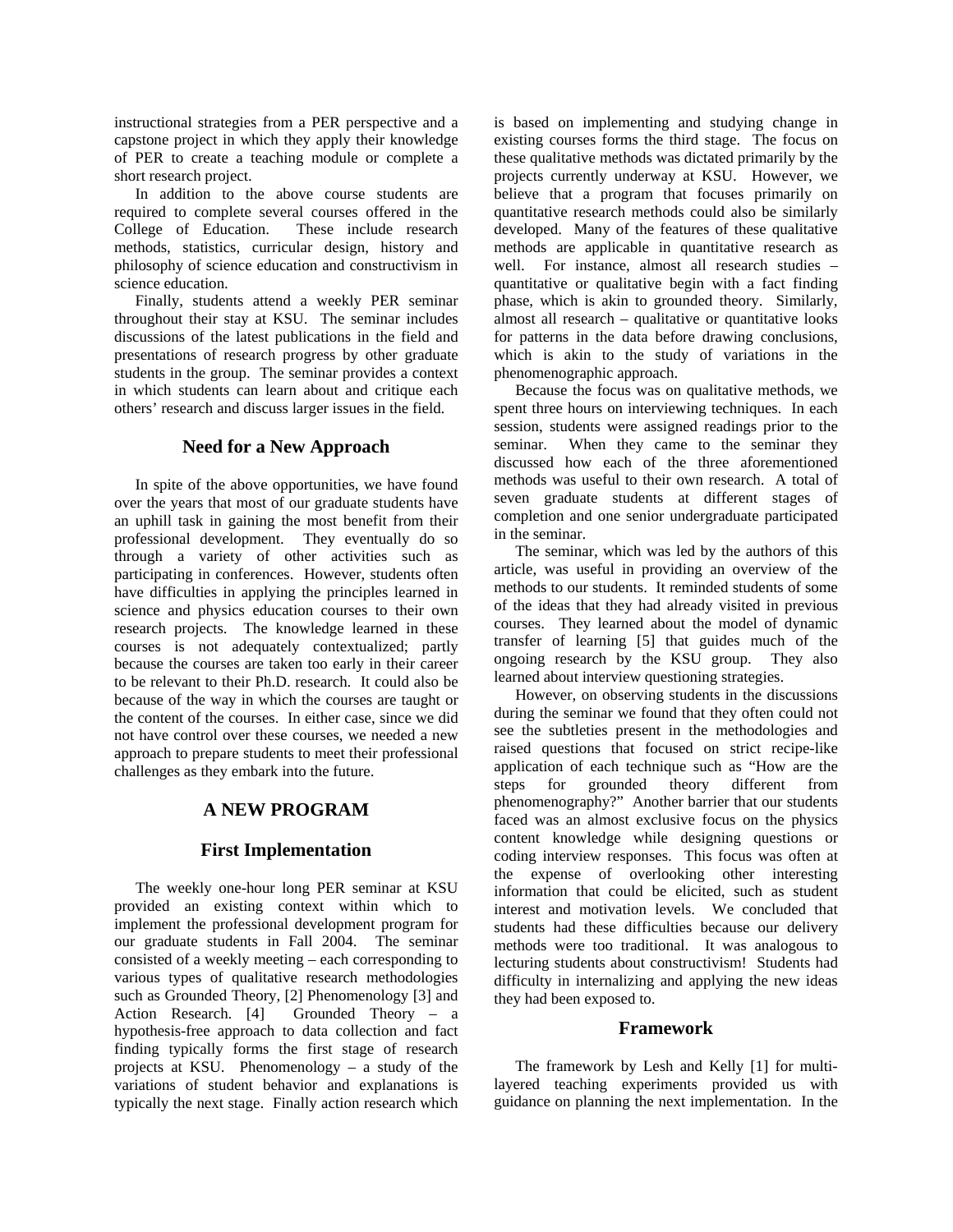instructional strategies from a PER perspective and a capstone project in which they apply their knowledge of PER to create a teaching module or complete a short research project.

In addition to the above course students are required to complete several courses offered in the College of Education. These include research methods, statistics, curricular design, history and philosophy of science education and constructivism in science education.

Finally, students attend a weekly PER seminar throughout their stay at KSU. The seminar includes discussions of the latest publications in the field and presentations of research progress by other graduate students in the group. The seminar provides a context in which students can learn about and critique each others' research and discuss larger issues in the field.

## Need for a New Approach

In spite of the above opportunities, we have found over the years that most of our graduate students have an uphill task in gaining the most benefit from their professional development. They eventually do so through a variety of other activities such as participating in conferences. However, students often have difficulties in applying the principles learned in science and physics education courses to their own research projects. The knowledge learned in these courses is not adequately contextualized; partly because the courses are taken too early in their career to be relevant to their Ph.D. research. It could also be because of the way in which the courses are taught or the content of the courses. In either case, since we did not have control over these courses, we needed a new approach to prepare students to meet their professional challenges as they embark into the future.

# A NEW PROGRAM

## First Implementation

The weekly one-hour long PER seminar at KSU provided an existing context within which to implement the professional development program for our graduate students in Fall 2004. The seminar consisted of a weekly meeting – each corresponding to various types of qualitative research methodologies such as Grounded Theory, [2] Phenomenology [3] and Action Research. [4] Grounded Theory – a hypothesis-free approach to data collection and fact finding typically forms the first stage of research projects at KSU. Phenomenology – a study of the variations of student behavior and explanations is typically the next stage. Finally action research which is based on implementing and studying change in existing courses forms the third stage. The focus on these qualitative methods was dictated primarily by the projects currently underway at KSU. However, we believe that a program that focuses primarily on quantitative research methods could also be similarly developed. Many of the features of these qualitative methods are applicable in quantitative research as well. For instance, almost all research studies – quantitative or qualitative begin with a fact finding phase, which is akin to grounded theory. Similarly, almost all research – qualitative or quantitative looks for patterns in the data before drawing conclusions, which is akin to the study of variations in the phenomenographic approach.

Because the focus was on qualitative methods, we spent three hours on interviewing techniques. In each session, students were assigned readings prior to the seminar. When they came to the seminar they discussed how each of the three aforementioned methods was useful to their own research. A total of seven graduate students at different stages of completion and one senior undergraduate participated in the seminar.

The seminar, which was led by the authors of this article, was useful in providing an overview of the methods to our students. It reminded students of some of the ideas that they had already visited in previous courses. They learned about the model of dynamic transfer of learning [5] that guides much of the ongoing research by the KSU group. They also learned about interview questioning strategies.

However, on observing students in the discussions during the seminar we found that they often could not see the subtleties present in the methodologies and raised questions that focused on strict recipe-like application of each technique such as "How are the steps for grounded theory different from phenomenography?" Another barrier that our students faced was an almost exclusive focus on the physics content knowledge while designing questions or coding interview responses. This focus was often at the expense of overlooking other interesting information that could be elicited, such as student interest and motivation levels. We concluded that students had these difficulties because our delivery methods were too traditional. It was analogous to lecturing students about constructivism! Students had difficulty in internalizing and applying the new ideas they had been exposed to.

## Framework

The framework by Lesh and Kelly [1] for multi-layered teaching experiments provided us with guidance on planning the next implementation. In the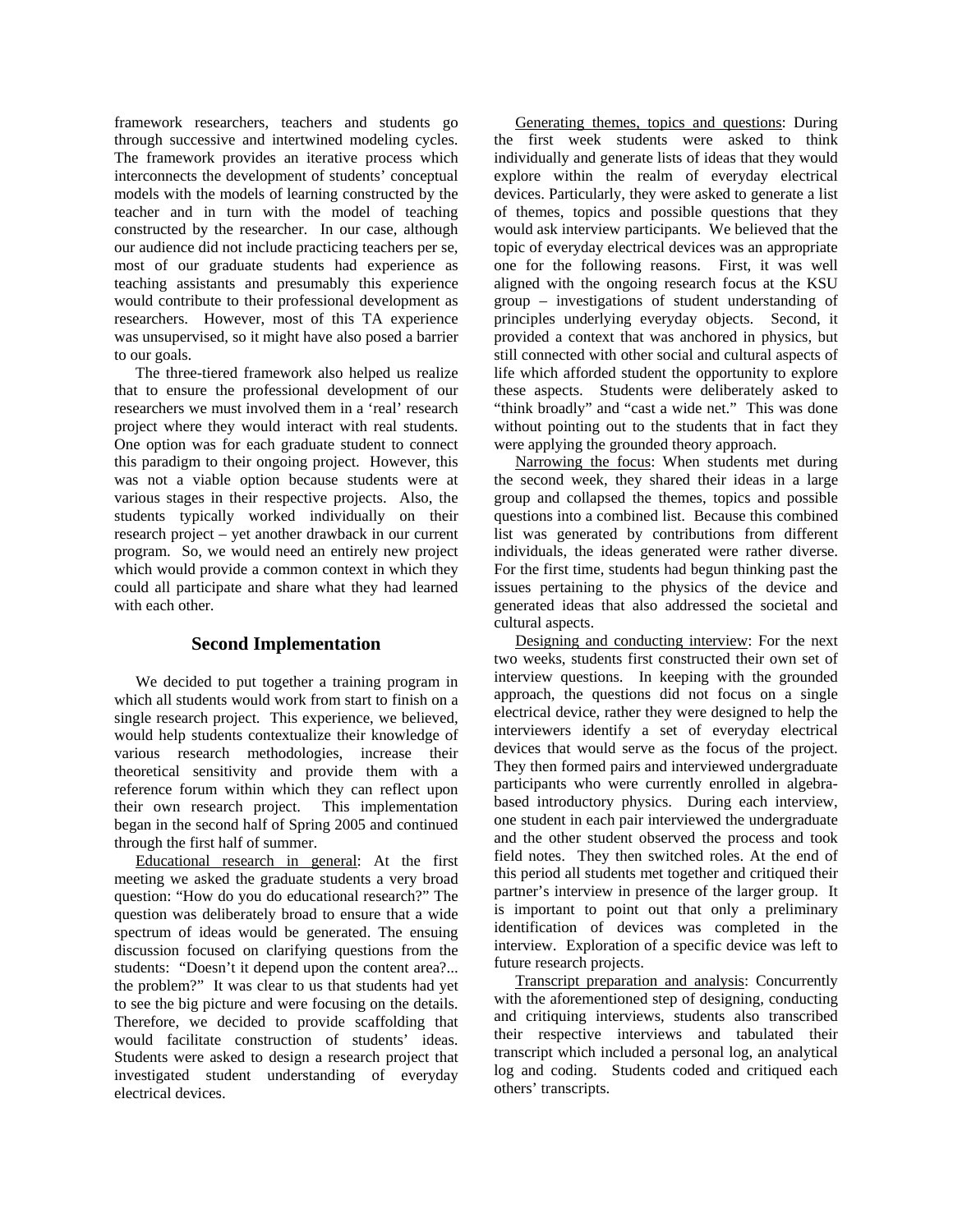framework researchers, teachers and students go through successive and intertwined modeling cycles. The framework provides an iterative process which interconnects the development of students' conceptual models with the models of learning constructed by the teacher and in turn with the model of teaching constructed by the researcher. In our case, although our audience did not include practicing teachers per se, most of our graduate students had experience as teaching assistants and presumably this experience would contribute to their professional development as researchers. However, most of this TA experience was unsupervised, so it might have also posed a barrier to our goals.

The three-tiered framework also helped us realize that to ensure the professional development of our researchers we must involved them in a 'real' research project where they would interact with real students. One option was for each graduate student to connect this paradigm to their ongoing project. However, this was not a viable option because students were at various stages in their respective projects. Also, the students typically worked individually on their research project – yet another drawback in our current program. So, we would need an entirely new project which would provide a common context in which they could all participate and share what they had learned with each other.

## Second Implementation

We decided to put together a training program in which all students would work from start to finish on a single research project. This experience, we believed, would help students contextualize their knowledge of various research methodologies, increase their theoretical sensitivity and provide them with a reference forum within which they can reflect upon their own research project. This implementation began in the second half of Spring 2005 and continued through the first half of summer.

Educational research in general: At the first meeting we asked the graduate students a very broad question: "How do you do educational research?" The question was deliberately broad to ensure that a wide spectrum of ideas would be generated. The ensuing discussion focused on clarifying questions from the students: "Doesn't it depend upon the content area?... the problem?" It was clear to us that students had yet to see the big picture and were focusing on the details. Therefore, we decided to provide scaffolding that would facilitate construction of students' ideas. Students were asked to design a research project that investigated student understanding of everyday electrical devices.

Generating themes, topics and questions: During the first week students were asked to think individually and generate lists of ideas that they would explore within the realm of everyday electrical devices. Particularly, they were asked to generate a list of themes, topics and possible questions that they would ask interview participants. We believed that the topic of everyday electrical devices was an appropriate one for the following reasons. First, it was well aligned with the ongoing research focus at the KSU group – investigations of student understanding of principles underlying everyday objects. Second, it provided a context that was anchored in physics, but still connected with other social and cultural aspects of life which afforded student the opportunity to explore these aspects. Students were deliberately asked to "think broadly" and "cast a wide net." This was done without pointing out to the students that in fact they were applying the grounded theory approach.

Narrowing the focus: When students met during the second week, they shared their ideas in a large group and collapsed the themes, topics and possible questions into a combined list. Because this combined list was generated by contributions from different individuals, the ideas generated were rather diverse. For the first time, students had begun thinking past the issues pertaining to the physics of the device and generated ideas that also addressed the societal and cultural aspects.

Designing and conducting interview: For the next two weeks, students first constructed their own set of interview questions. In keeping with the grounded approach, the questions did not focus on a single electrical device, rather they were designed to help the interviewers identify a set of everyday electrical devices that would serve as the focus of the project. They then formed pairs and interviewed undergraduate participants who were currently enrolled in algebra-based introductory physics. During each interview, one student in each pair interviewed the undergraduate and the other student observed the process and took field notes. They then switched roles. At the end of this period all students met together and critiqued their partner's interview in presence of the larger group. It is important to point out that only a preliminary identification of devices was completed in the interview. Exploration of a specific device was left to future research projects.

Transcript preparation and analysis: Concurrently with the aforementioned step of designing, conducting and critiquing interviews, students also transcribed their respective interviews and tabulated their transcript which included a personal log, an analytical log and coding. Students coded and critiqued each others' transcripts.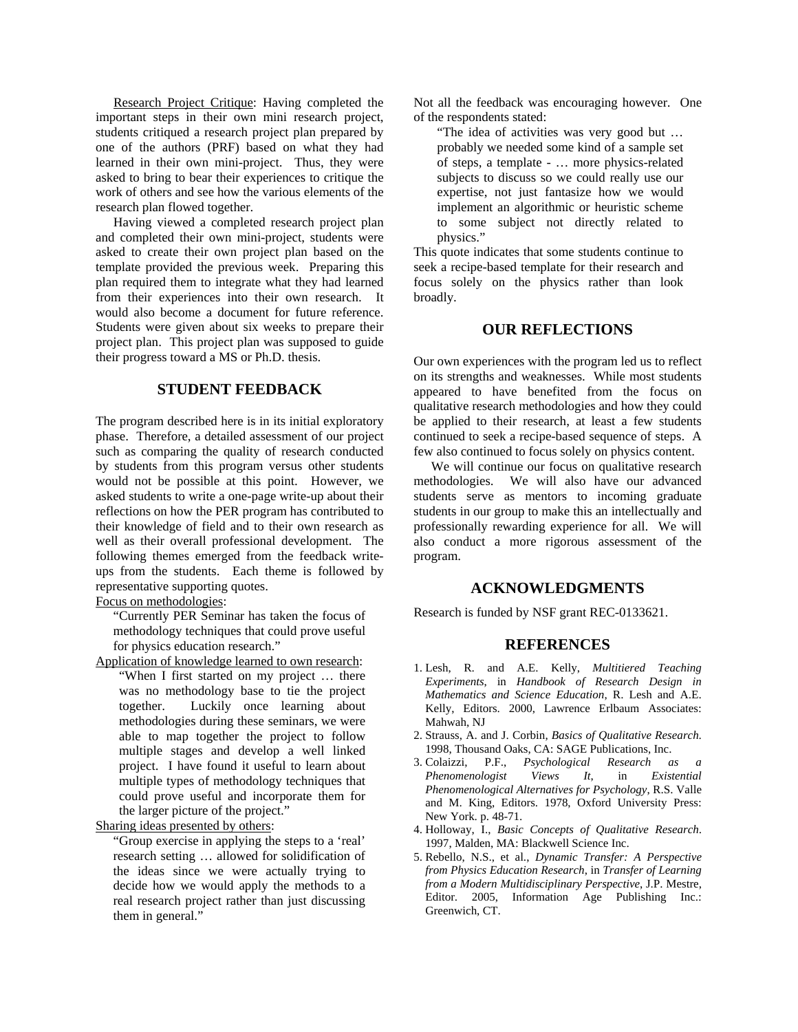Research Project Critique: Having completed the important steps in their own mini research project, students critiqued a research project plan prepared by one of the authors (PRF) based on what they had learned in their own mini-project. Thus, they were asked to bring to bear their experiences to critique the work of others and see how the various elements of the research plan flowed together.

Having viewed a completed research project plan and completed their own mini-project, students were asked to create their own project plan based on the template provided the previous week. Preparing this plan required them to integrate what they had learned from their experiences into their own research. It would also become a document for future reference. Students were given about six weeks to prepare their project plan. This project plan was supposed to guide their progress toward a MS or Ph.D. thesis.

## STUDENT FEEDBACK

The program described here is in its initial exploratory phase. Therefore, a detailed assessment of our project such as comparing the quality of research conducted by students from this program versus other students would not be possible at this point. However, we asked students to write a one-page write-up about their reflections on how the PER program has contributed to their knowledge of field and to their own research as well as their overall professional development. The following themes emerged from the feedback write-ups from the students. Each theme is followed by representative supporting quotes.

Focus on methodologies:

> "Currently PER Seminar has taken the focus of methodology techniques that could prove useful for physics education research."

Application of knowledge learned to own research:

> "When I first started on my project … there was no methodology base to tie the project together. Luckily once learning about methodologies during these seminars, we were able to map together the project to follow multiple stages and develop a well linked project. I have found it useful to learn about multiple types of methodology techniques that could prove useful and incorporate them for the larger picture of the project."

Sharing ideas presented by others:

> "Group exercise in applying the steps to a 'real' research setting … allowed for solidification of the ideas since we were actually trying to decide how we would apply the methods to a real research project rather than just discussing them in general."

Not all the feedback was encouraging however. One of the respondents stated:

> "The idea of activities was very good but … probably we needed some kind of a sample set of steps, a template - … more physics-related subjects to discuss so we could really use our expertise, not just fantasize how we would implement an algorithmic or heuristic scheme to some subject not directly related to physics."

This quote indicates that some students continue to seek a recipe-based template for their research and focus solely on the physics rather than look broadly.

## OUR REFLECTIONS

Our own experiences with the program led us to reflect on its strengths and weaknesses. While most students appeared to have benefited from the focus on qualitative research methodologies and how they could be applied to their research, at least a few students continued to seek a recipe-based sequence of steps. A few also continued to focus solely on physics content.

We will continue our focus on qualitative research methodologies. We will also have our advanced students serve as mentors to incoming graduate students in our group to make this an intellectually and professionally rewarding experience for all. We will also conduct a more rigorous assessment of the program.

## ACKNOWLEDGMENTS

Research is funded by NSF grant REC-0133621.

## REFERENCES

1. Lesh, R. and A.E. Kelly, *Multitiered Teaching Experiments*, in *Handbook of Research Design in Mathematics and Science Education*, R. Lesh and A.E. Kelly, Editors. 2000, Lawrence Erlbaum Associates: Mahwah, NJ
2. Strauss, A. and J. Corbin, *Basics of Qualitative Research*. 1998, Thousand Oaks, CA: SAGE Publications, Inc.
3. Colaizzi, P.F., *Psychological Research as a Phenomenologist Views It*, in *Existential Phenomenological Alternatives for Psychology*, R.S. Valle and M. King, Editors. 1978, Oxford University Press: New York. p. 48-71.
4. Holloway, I., *Basic Concepts of Qualitative Research*. 1997, Malden, MA: Blackwell Science Inc.
5. Rebello, N.S., et al., *Dynamic Transfer: A Perspective from Physics Education Research*, in *Transfer of Learning from a Modern Multidisciplinary Perspective*, J.P. Mestre, Editor. 2005, Information Age Publishing Inc.: Greenwich, CT.